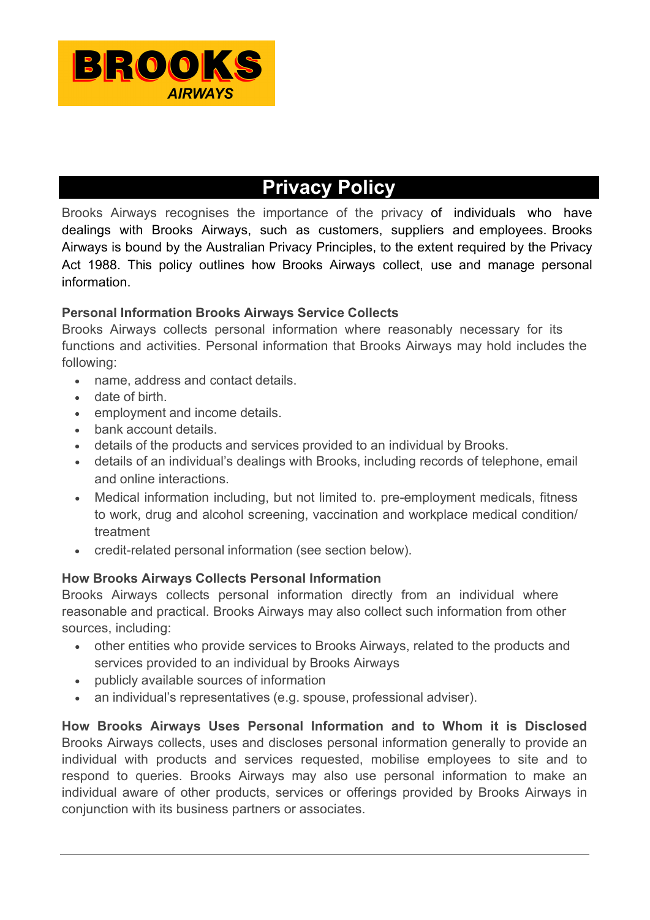BROOKS AIRWAYS

# Privacy Policy

Brooks Airways recognises the importance of the privacy of individuals who have dealings with Brooks Airways, such as customers, suppliers and employees. Brooks Airways is bound by the Australian Privacy Principles, to the extent required by the Privacy Act 1988. This policy outlines how Brooks Airways collect, use and manage personal information.

**Personal Information Brooks Airways Service Collects**

Brooks Airways collects personal information where reasonably necessary for its functions and activities. Personal information that Brooks Airways may hold includes the following:

- name, address and contact details.
- date of birth.
- employment and income details.
- bank account details.
- details of the products and services provided to an individual by Brooks.
- details of an individual's dealings with Brooks, including records of telephone, email and online interactions.
- Medical information including, but not limited to. pre-employment medicals, fitness to work, drug and alcohol screening, vaccination and workplace medical condition/ treatment
- credit-related personal information (see section below).

**How Brooks Airways Collects Personal Information**

Brooks Airways collects personal information directly from an individual where reasonable and practical. Brooks Airways may also collect such information from other sources, including:

- other entities who provide services to Brooks Airways, related to the products and services provided to an individual by Brooks Airways
- publicly available sources of information
- an individual's representatives (e.g. spouse, professional adviser).

**How Brooks Airways Uses Personal Information and to Whom it is Disclosed**

Brooks Airways collects, uses and discloses personal information generally to provide an individual with products and services requested, mobilise employees to site and to respond to queries. Brooks Airways may also use personal information to make an individual aware of other products, services or offerings provided by Brooks Airways in conjunction with its business partners or associates.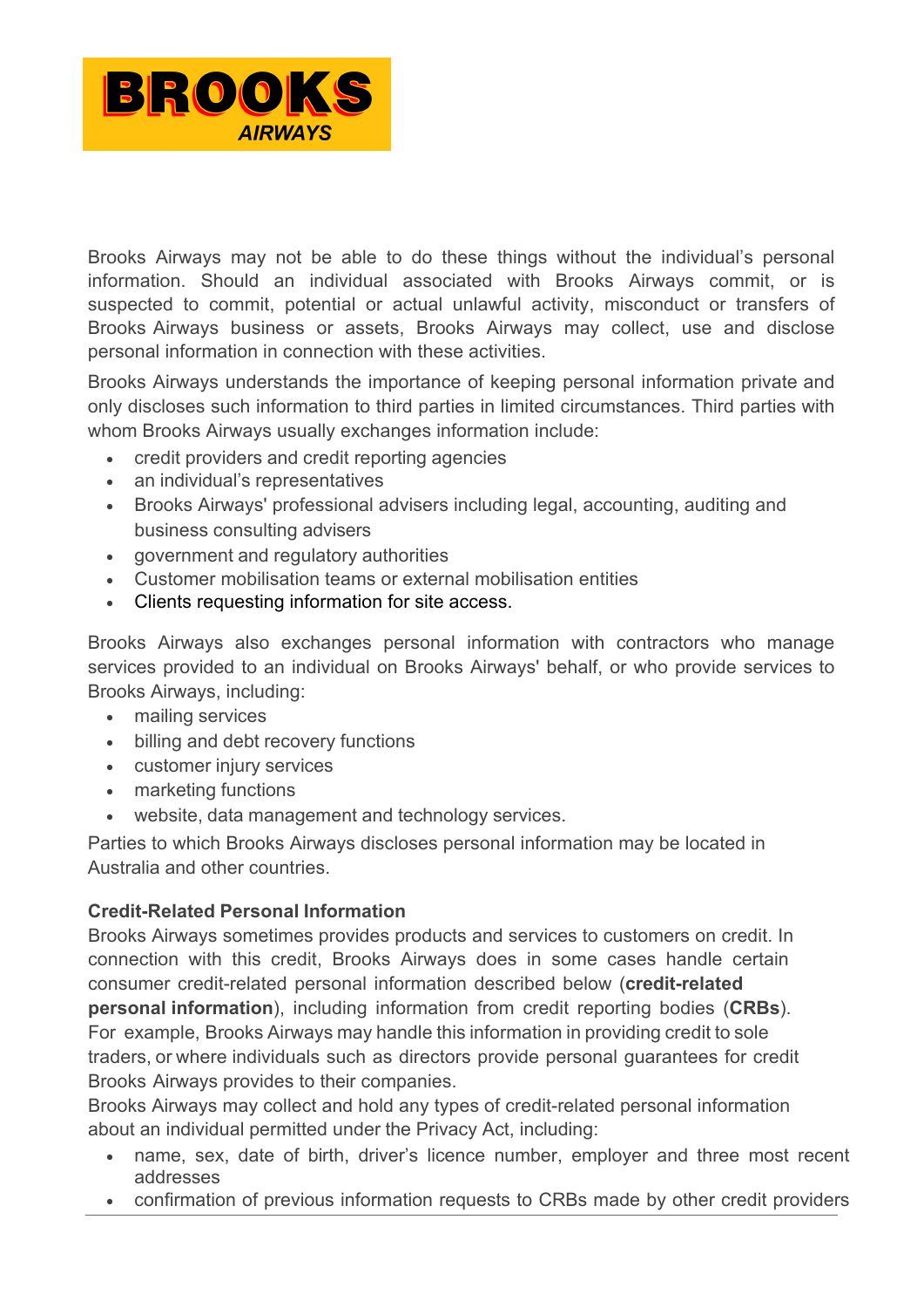Brooks Airways may not be able to do these things without the individual's personal information. Should an individual associated with Brooks Airways commit, or is suspected to commit, potential or actual unlawful activity, misconduct or transfers of Brooks Airways business or assets, Brooks Airways may collect, use and disclose personal information in connection with these activities.

Brooks Airways understands the importance of keeping personal information private and only discloses such information to third parties in limited circumstances. Third parties with whom Brooks Airways usually exchanges information include:

- credit providers and credit reporting agencies
- an individual's representatives
- Brooks Airways' professional advisers including legal, accounting, auditing and business consulting advisers
- government and regulatory authorities
- Customer mobilisation teams or external mobilisation entities
- Clients requesting information for site access.

Brooks Airways also exchanges personal information with contractors who manage services provided to an individual on Brooks Airways' behalf, or who provide services to Brooks Airways, including:

- mailing services
- billing and debt recovery functions
- customer injury services
- marketing functions
- website, data management and technology services.

Parties to which Brooks Airways discloses personal information may be located in Australia and other countries.

**Credit-Related Personal Information**

Brooks Airways sometimes provides products and services to customers on credit. In connection with this credit, Brooks Airways does in some cases handle certain consumer credit-related personal information described below (**credit-related personal information**), including information from credit reporting bodies (**CRBs**). For example, Brooks Airways may handle this information in providing credit to sole traders, or where individuals such as directors provide personal guarantees for credit Brooks Airways provides to their companies.

Brooks Airways may collect and hold any types of credit-related personal information about an individual permitted under the Privacy Act, including:

- name, sex, date of birth, driver's licence number, employer and three most recent addresses
- confirmation of previous information requests to CRBs made by other credit providers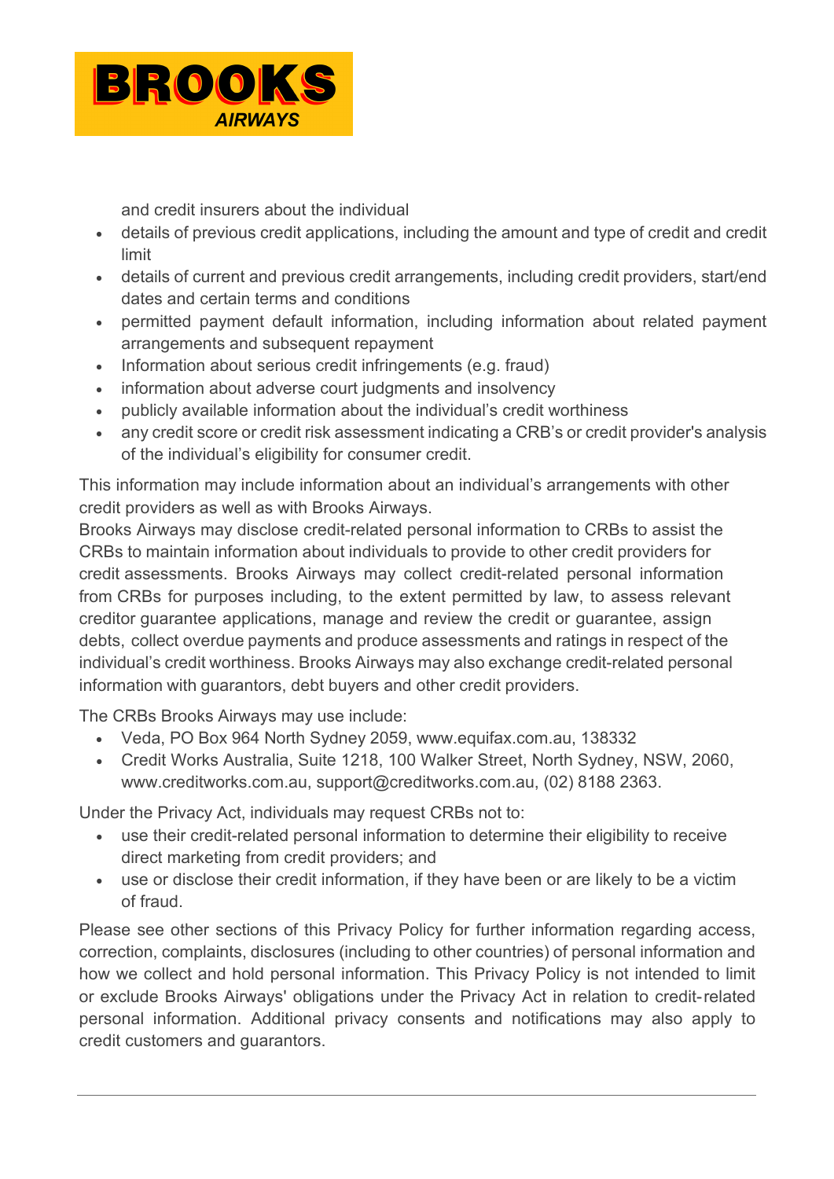and credit insurers about the individual

- details of previous credit applications, including the amount and type of credit and credit limit
- details of current and previous credit arrangements, including credit providers, start/end dates and certain terms and conditions
- permitted payment default information, including information about related payment arrangements and subsequent repayment
- Information about serious credit infringements (e.g. fraud)
- information about adverse court judgments and insolvency
- publicly available information about the individual's credit worthiness
- any credit score or credit risk assessment indicating a CRB's or credit provider's analysis of the individual's eligibility for consumer credit.

This information may include information about an individual's arrangements with other credit providers as well as with Brooks Airways.

Brooks Airways may disclose credit-related personal information to CRBs to assist the CRBs to maintain information about individuals to provide to other credit providers for credit assessments. Brooks Airways may collect credit-related personal information from CRBs for purposes including, to the extent permitted by law, to assess relevant creditor guarantee applications, manage and review the credit or guarantee, assign debts, collect overdue payments and produce assessments and ratings in respect of the individual's credit worthiness. Brooks Airways may also exchange credit-related personal information with guarantors, debt buyers and other credit providers.

The CRBs Brooks Airways may use include:

- Veda, PO Box 964 North Sydney 2059, www.equifax.com.au, 138332
- Credit Works Australia, Suite 1218, 100 Walker Street, North Sydney, NSW, 2060, www.creditworks.com.au, support@creditworks.com.au, (02) 8188 2363.

Under the Privacy Act, individuals may request CRBs not to:

- use their credit-related personal information to determine their eligibility to receive direct marketing from credit providers; and
- use or disclose their credit information, if they have been or are likely to be a victim of fraud.

Please see other sections of this Privacy Policy for further information regarding access, correction, complaints, disclosures (including to other countries) of personal information and how we collect and hold personal information. This Privacy Policy is not intended to limit or exclude Brooks Airways' obligations under the Privacy Act in relation to credit-related personal information. Additional privacy consents and notifications may also apply to credit customers and guarantors.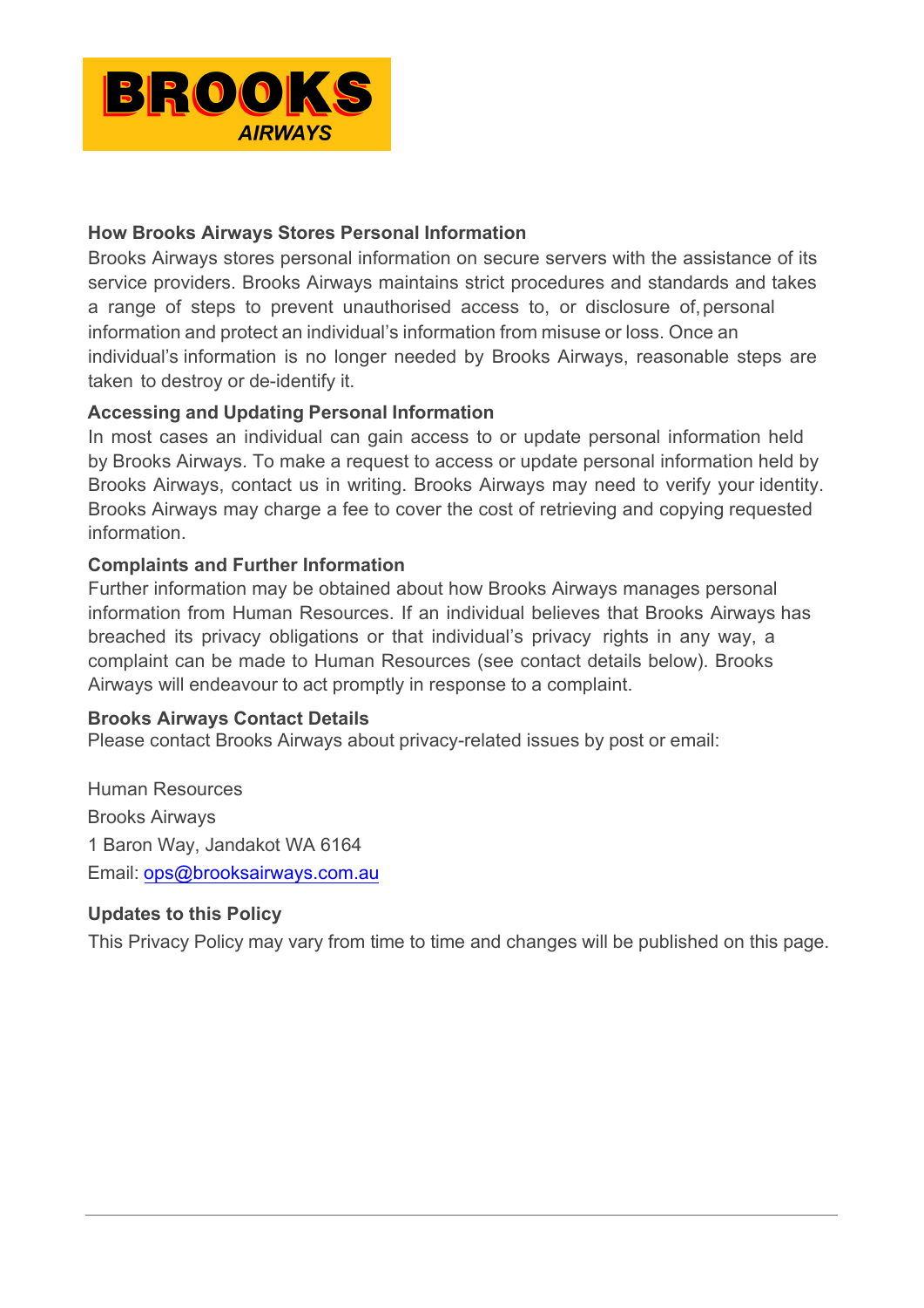**BROOKS AIRWAYS**

### How Brooks Airways Stores Personal Information

Brooks Airways stores personal information on secure servers with the assistance of its service providers. Brooks Airways maintains strict procedures and standards and takes a range of steps to prevent unauthorised access to, or disclosure of, personal information and protect an individual's information from misuse or loss. Once an individual's information is no longer needed by Brooks Airways, reasonable steps are taken to destroy or de-identify it.

### Accessing and Updating Personal Information

In most cases an individual can gain access to or update personal information held by Brooks Airways. To make a request to access or update personal information held by Brooks Airways, contact us in writing. Brooks Airways may need to verify your identity. Brooks Airways may charge a fee to cover the cost of retrieving and copying requested information.

### Complaints and Further Information

Further information may be obtained about how Brooks Airways manages personal information from Human Resources. If an individual believes that Brooks Airways has breached its privacy obligations or that individual's privacy rights in any way, a complaint can be made to Human Resources (see contact details below). Brooks Airways will endeavour to act promptly in response to a complaint.

### Brooks Airways Contact Details

Please contact Brooks Airways about privacy-related issues by post or email:

Human Resources
Brooks Airways
1 Baron Way, Jandakot WA 6164
Email: ops@brooksairways.com.au

### Updates to this Policy

This Privacy Policy may vary from time to time and changes will be published on this page.